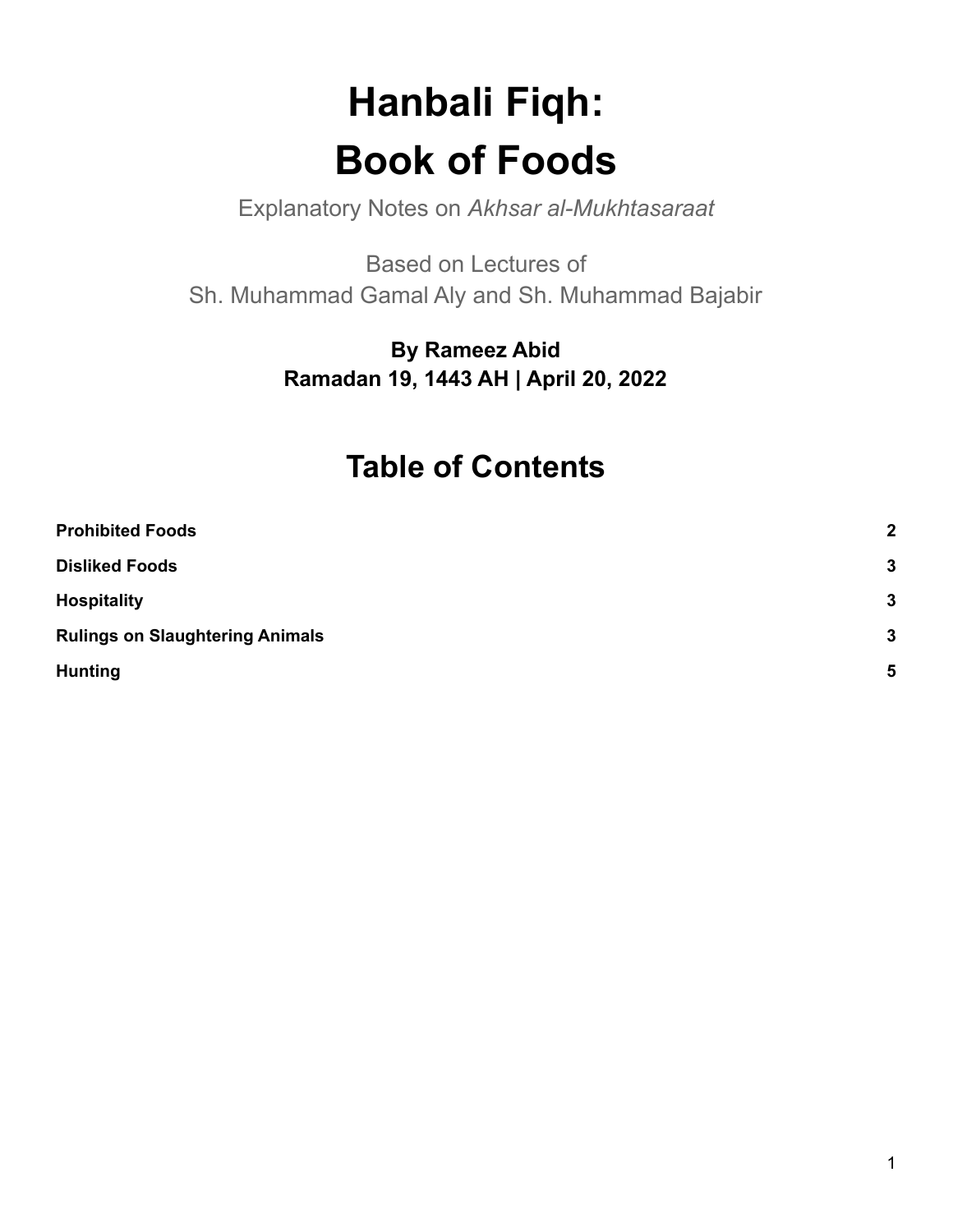# Hanbali Fiqh: Book of Foods

Explanatory Notes on *Akhsar al-Mukhtasaraat*

Based on Lectures of
Sh. Muhammad Gamal Aly and Sh. Muhammad Bajabir

**By Rameez Abid**
**Ramadan 19, 1443 AH | April 20, 2022**

## Table of Contents

| | |
|---|---|
| **Prohibited Foods** | **2** |
| **Disliked Foods** | **3** |
| **Hospitality** | **3** |
| **Rulings on Slaughtering Animals** | **3** |
| **Hunting** | **5** |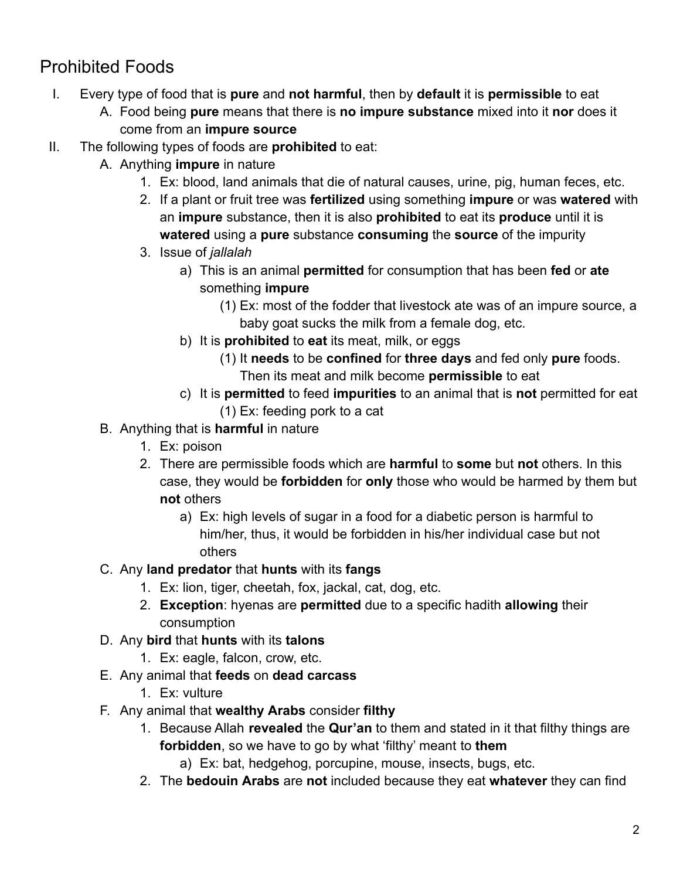## Prohibited Foods

I. Every type of food that is **pure** and **not harmful**, then by **default** it is **permissible** to eat
   A. Food being **pure** means that there is **no impure substance** mixed into it **nor** does it come from an **impure source**

II. The following types of foods are **prohibited** to eat:
   A. Anything **impure** in nature
      1. Ex: blood, land animals that die of natural causes, urine, pig, human feces, etc.
      2. If a plant or fruit tree was **fertilized** using something **impure** or was **watered** with an **impure** substance, then it is also **prohibited** to eat its **produce** until it is **watered** using a **pure** substance **consuming** the **source** of the impurity
      3. Issue of *jallalah*
         a) This is an animal **permitted** for consumption that has been **fed** or **ate** something **impure**
            (1) Ex: most of the fodder that livestock ate was of an impure source, a baby goat sucks the milk from a female dog, etc.
         b) It is **prohibited** to **eat** its meat, milk, or eggs
            (1) It **needs** to be **confined** for **three days** and fed only **pure** foods. Then its meat and milk become **permissible** to eat
         c) It is **permitted** to feed **impurities** to an animal that is **not** permitted for eat
            (1) Ex: feeding pork to a cat
   B. Anything that is **harmful** in nature
      1. Ex: poison
      2. There are permissible foods which are **harmful** to **some** but **not** others. In this case, they would be **forbidden** for **only** those who would be harmed by them but **not** others
         a) Ex: high levels of sugar in a food for a diabetic person is harmful to him/her, thus, it would be forbidden in his/her individual case but not others
   C. Any **land predator** that **hunts** with its **fangs**
      1. Ex: lion, tiger, cheetah, fox, jackal, cat, dog, etc.
      2. **Exception**: hyenas are **permitted** due to a specific hadith **allowing** their consumption
   D. Any **bird** that **hunts** with its **talons**
      1. Ex: eagle, falcon, crow, etc.
   E. Any animal that **feeds** on **dead carcass**
      1. Ex: vulture
   F. Any animal that **wealthy Arabs** consider **filthy**
      1. Because Allah **revealed** the **Qur'an** to them and stated in it that filthy things are **forbidden**, so we have to go by what 'filthy' meant to **them**
         a) Ex: bat, hedgehog, porcupine, mouse, insects, bugs, etc.
      2. The **bedouin Arabs** are **not** included because they eat **whatever** they can find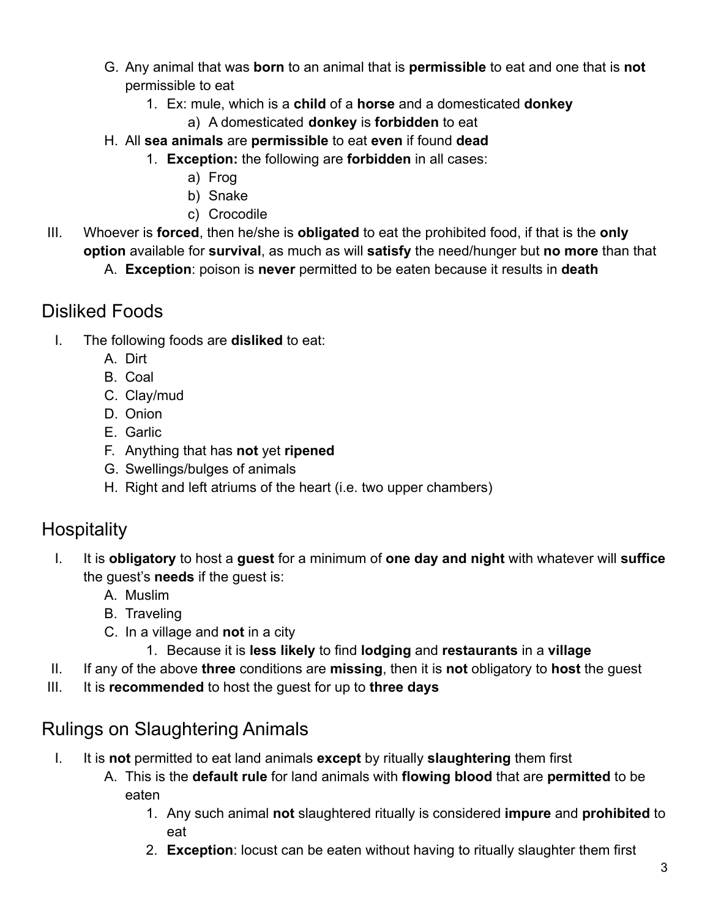G. Any animal that was **born** to an animal that is **permissible** to eat and one that is **not** permissible to eat
   1. Ex: mule, which is a **child** of a **horse** and a domesticated **donkey**
      a) A domesticated **donkey** is **forbidden** to eat

H. All **sea animals** are **permissible** to eat **even** if found **dead**
   1. **Exception:** the following are **forbidden** in all cases:
      a) Frog
      b) Snake
      c) Crocodile

III. Whoever is **forced**, then he/she is **obligated** to eat the prohibited food, if that is the **only option** available for **survival**, as much as will **satisfy** the need/hunger but **no more** than that
   A. **Exception**: poison is **never** permitted to be eaten because it results in **death**

## Disliked Foods

I. The following foods are **disliked** to eat:
   A. Dirt
   B. Coal
   C. Clay/mud
   D. Onion
   E. Garlic
   F. Anything that has **not** yet **ripened**
   G. Swellings/bulges of animals
   H. Right and left atriums of the heart (i.e. two upper chambers)

## Hospitality

I. It is **obligatory** to host a **guest** for a minimum of **one day and night** with whatever will **suffice** the guest's **needs** if the guest is:
   A. Muslim
   B. Traveling
   C. In a village and **not** in a city
      1. Because it is **less likely** to find **lodging** and **restaurants** in a **village**

II. If any of the above **three** conditions are **missing**, then it is **not** obligatory to **host** the guest

III. It is **recommended** to host the guest for up to **three days**

## Rulings on Slaughtering Animals

I. It is **not** permitted to eat land animals **except** by ritually **slaughtering** them first
   A. This is the **default rule** for land animals with **flowing blood** that are **permitted** to be eaten
      1. Any such animal **not** slaughtered ritually is considered **impure** and **prohibited** to eat
      2. **Exception**: locust can be eaten without having to ritually slaughter them first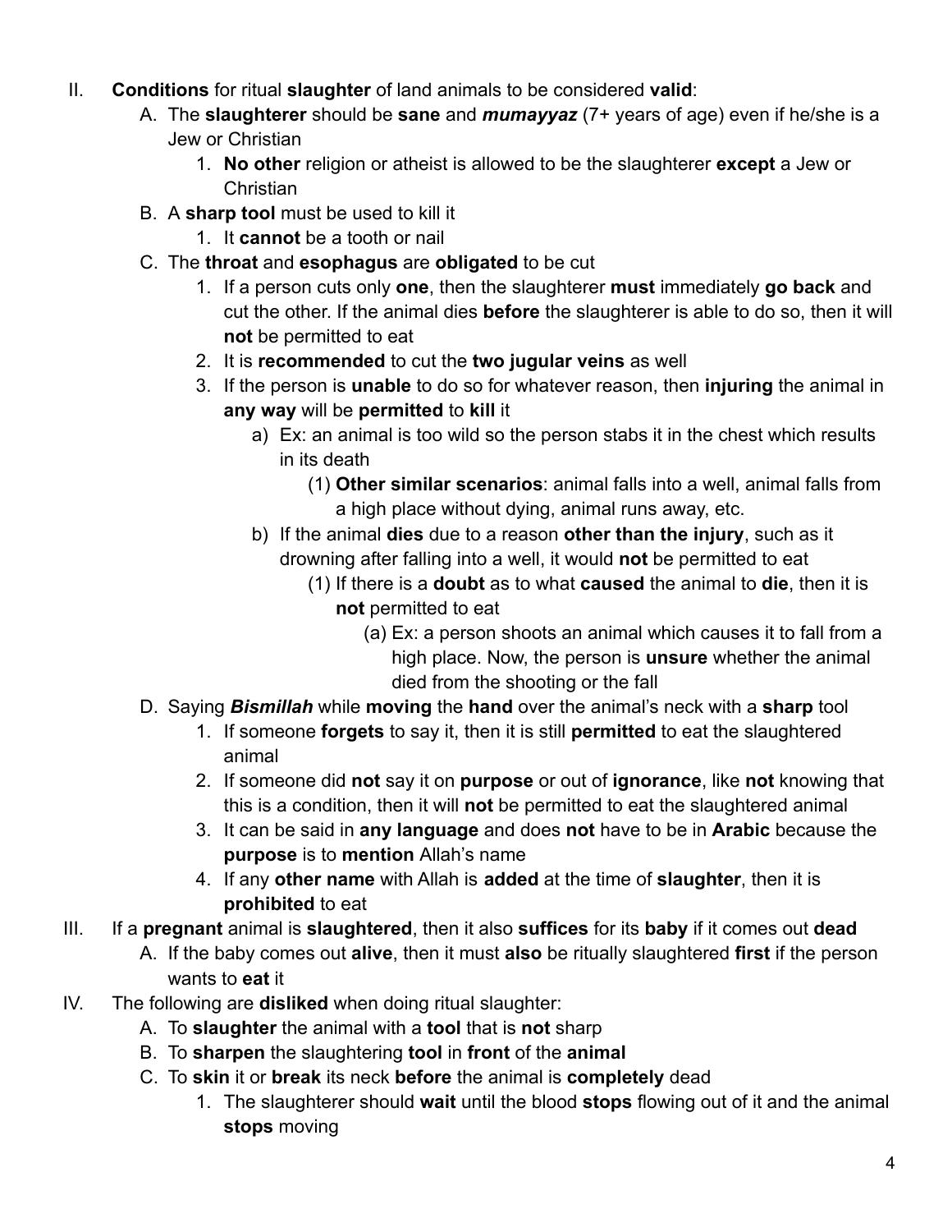II. **Conditions** for ritual **slaughter** of land animals to be considered **valid**:
   A. The **slaughterer** should be **sane** and ***mumayyaz*** (7+ years of age) even if he/she is a Jew or Christian
      1. **No other** religion or atheist is allowed to be the slaughterer **except** a Jew or Christian
   B. A **sharp tool** must be used to kill it
      1. It **cannot** be a tooth or nail
   C. The **throat** and **esophagus** are **obligated** to be cut
      1. If a person cuts only **one**, then the slaughterer **must** immediately **go back** and cut the other. If the animal dies **before** the slaughterer is able to do so, then it will **not** be permitted to eat
      2. It is **recommended** to cut the **two jugular veins** as well
      3. If the person is **unable** to do so for whatever reason, then **injuring** the animal in **any way** will be **permitted** to **kill** it
         a) Ex: an animal is too wild so the person stabs it in the chest which results in its death
            (1) **Other similar scenarios**: animal falls into a well, animal falls from a high place without dying, animal runs away, etc.
         b) If the animal **dies** due to a reason **other than the injury**, such as it drowning after falling into a well, it would **not** be permitted to eat
            (1) If there is a **doubt** as to what **caused** the animal to **die**, then it is **not** permitted to eat
               (a) Ex: a person shoots an animal which causes it to fall from a high place. Now, the person is **unsure** whether the animal died from the shooting or the fall
   D. Saying ***Bismillah*** while **moving** the **hand** over the animal's neck with a **sharp** tool
      1. If someone **forgets** to say it, then it is still **permitted** to eat the slaughtered animal
      2. If someone did **not** say it on **purpose** or out of **ignorance**, like **not** knowing that this is a condition, then it will **not** be permitted to eat the slaughtered animal
      3. It can be said in **any language** and does **not** have to be in **Arabic** because the **purpose** is to **mention** Allah's name
      4. If any **other name** with Allah is **added** at the time of **slaughter**, then it is **prohibited** to eat

III. If a **pregnant** animal is **slaughtered**, then it also **suffices** for its **baby** if it comes out **dead**
   A. If the baby comes out **alive**, then it must **also** be ritually slaughtered **first** if the person wants to **eat** it

IV. The following are **disliked** when doing ritual slaughter:
   A. To **slaughter** the animal with a **tool** that is **not** sharp
   B. To **sharpen** the slaughtering **tool** in **front** of the **animal**
   C. To **skin** it or **break** its neck **before** the animal is **completely** dead
      1. The slaughterer should **wait** until the blood **stops** flowing out of it and the animal **stops** moving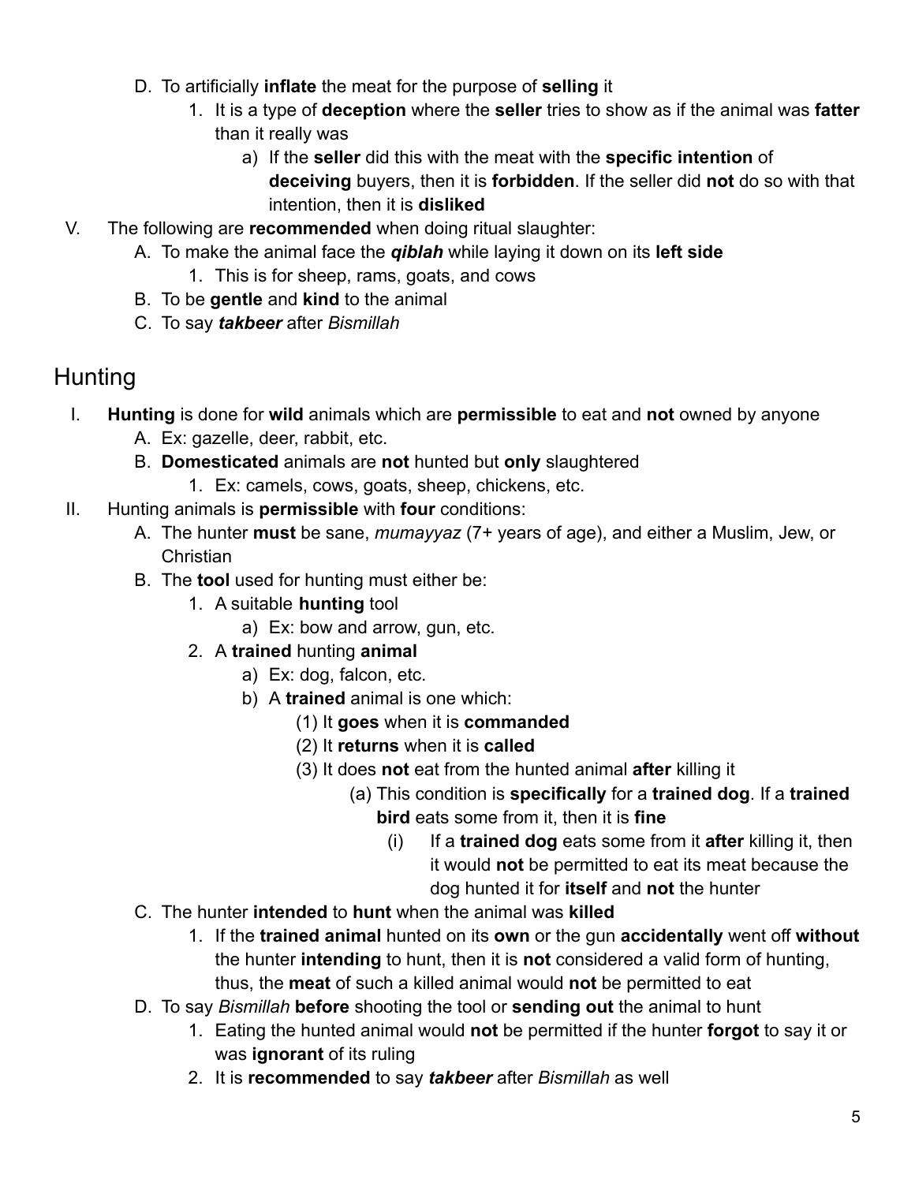- D. To artificially **inflate** the meat for the purpose of **selling** it
    1. It is a type of **deception** where the **seller** tries to show as if the animal was **fatter** than it really was
        - a) If the **seller** did this with the meat with the **specific intention** of **deceiving** buyers, then it is **forbidden**. If the seller did **not** do so with that intention, then it is **disliked**

V. The following are **recommended** when doing ritual slaughter:
- A. To make the animal face the ***qiblah*** while laying it down on its **left side**
    1. This is for sheep, rams, goats, and cows
- B. To be **gentle** and **kind** to the animal
- C. To say ***takbeer*** after *Bismillah*

## Hunting

I. **Hunting** is done for **wild** animals which are **permissible** to eat and **not** owned by anyone
- A. Ex: gazelle, deer, rabbit, etc.
- B. **Domesticated** animals are **not** hunted but **only** slaughtered
    1. Ex: camels, cows, goats, sheep, chickens, etc.

II. Hunting animals is **permissible** with **four** conditions:
- A. The hunter **must** be sane, *mumayyaz* (7+ years of age), and either a Muslim, Jew, or Christian
- B. The **tool** used for hunting must either be:
    1. A suitable **hunting** tool
        - a) Ex: bow and arrow, gun, etc.
    2. A **trained** hunting **animal**
        - a) Ex: dog, falcon, etc.
        - b) A **trained** animal is one which:
            - (1) It **goes** when it is **commanded**
            - (2) It **returns** when it is **called**
            - (3) It does **not** eat from the hunted animal **after** killing it
                - (a) This condition is **specifically** for a **trained dog**. If a **trained bird** eats some from it, then it is **fine**
                    - (i) If a **trained dog** eats some from it **after** killing it, then it would **not** be permitted to eat its meat because the dog hunted it for **itself** and **not** the hunter
- C. The hunter **intended** to **hunt** when the animal was **killed**
    1. If the **trained animal** hunted on its **own** or the gun **accidentally** went off **without** the hunter **intending** to hunt, then it is **not** considered a valid form of hunting, thus, the **meat** of such a killed animal would **not** be permitted to eat
- D. To say *Bismillah* **before** shooting the tool or **sending out** the animal to hunt
    1. Eating the hunted animal would **not** be permitted if the hunter **forgot** to say it or was **ignorant** of its ruling
    2. It is **recommended** to say ***takbeer*** after *Bismillah* as well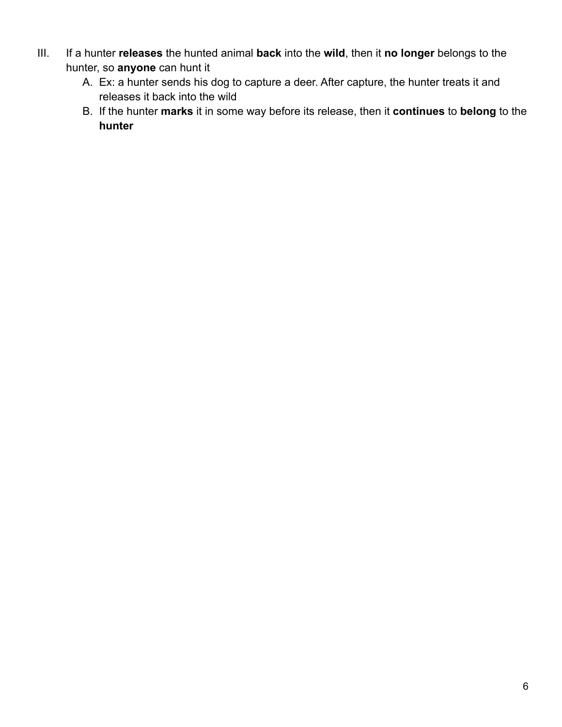III. If a hunter **releases** the hunted animal **back** into the **wild**, then it **no longer** belongs to the hunter, so **anyone** can hunt it
   A. Ex: a hunter sends his dog to capture a deer. After capture, the hunter treats it and releases it back into the wild
   B. If the hunter **marks** it in some way before its release, then it **continues** to **belong** to the **hunter**